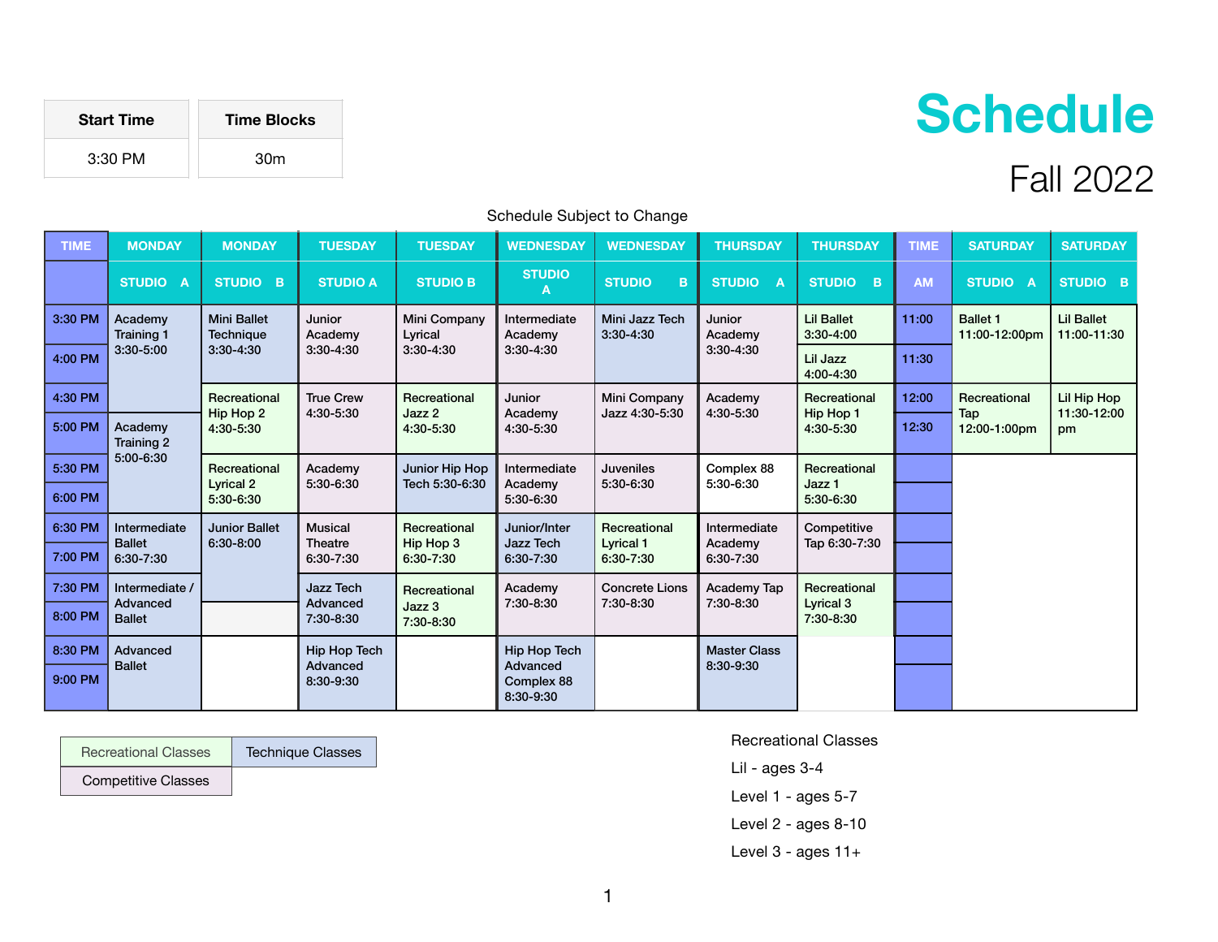| Start Time | Time Blocks |
| --- | --- |
| 3:30 PM | 30m |

# Schedule

## Fall 2022

Schedule Subject to Change

| TIME | MONDAY | MONDAY | TUESDAY | TUESDAY | WEDNESDAY | WEDNESDAY | THURSDAY | THURSDAY | TIME | SATURDAY | SATURDAY |
| --- | --- | --- | --- | --- | --- | --- | --- | --- | --- | --- | --- |
| | STUDIO A | STUDIO B | STUDIO A | STUDIO B | STUDIO A | STUDIO B | STUDIO A | STUDIO B | AM | STUDIO A | STUDIO B |
| 3:30 PM | Academy Training 1 3:30-5:00 | Mini Ballet Technique 3:30-4:30 | Junior Academy 3:30-4:30 | Mini Company Lyrical 3:30-4:30 | Intermediate Academy 3:30-4:30 | Mini Jazz Tech 3:30-4:30 | Junior Academy 3:30-4:30 | Lil Ballet 3:30-4:00 | 11:00 | Ballet 1 11:00-12:00pm | Lil Ballet 11:00-11:30 |
| 4:00 PM | | | | | | | | Lil Jazz 4:00-4:30 | 11:30 | | |
| 4:30 PM | | Recreational Hip Hop 2 4:30-5:30 | True Crew 4:30-5:30 | Recreational Jazz 2 4:30-5:30 | Junior Academy 4:30-5:30 | Mini Company Jazz 4:30-5:30 | Academy 4:30-5:30 | Recreational Hip Hop 1 4:30-5:30 | 12:00 | Recreational Tap 12:00-1:00pm | Lil Hip Hop 11:30-12:00 pm |
| 5:00 PM | Academy Training 2 5:00-6:30 | | | | | | | | 12:30 | | |
| 5:30 PM | | Recreational Lyrical 2 5:30-6:30 | Academy 5:30-6:30 | Junior Hip Hop Tech 5:30-6:30 | Intermediate Academy 5:30-6:30 | Juveniles 5:30-6:30 | Complex 88 5:30-6:30 | Recreational Jazz 1 5:30-6:30 | | | |
| 6:00 PM | | | | | | | | | | | |
| 6:30 PM | Intermediate Ballet 6:30-7:30 | Junior Ballet 6:30-8:00 | Musical Theatre 6:30-7:30 | Recreational Hip Hop 3 6:30-7:30 | Junior/Inter Jazz Tech 6:30-7:30 | Recreational Lyrical 1 6:30-7:30 | Intermediate Academy 6:30-7:30 | Competitive Tap 6:30-7:30 | | | |
| 7:00 PM | | | | | | | | | | | |
| 7:30 PM | Intermediate / Advanced Ballet | | Jazz Tech Advanced 7:30-8:30 | Recreational Jazz 3 7:30-8:30 | Academy 7:30-8:30 | Concrete Lions 7:30-8:30 | Academy Tap 7:30-8:30 | Recreational Lyrical 3 7:30-8:30 | | | |
| 8:00 PM | | | | | | | | | | | |
| 8:30 PM | Advanced Ballet | | Hip Hop Tech Advanced 8:30-9:30 | | Hip Hop Tech Advanced Complex 88 8:30-9:30 | | Master Class 8:30-9:30 | | | | |
| 9:00 PM | | | | | | | | | | | |

| Recreational Classes | Technique Classes |
| --- | --- |
| Competitive Classes | |

Recreational Classes

Lil - ages 3-4

Level 1 - ages 5-7

Level 2 - ages 8-10

Level 3 - ages 11+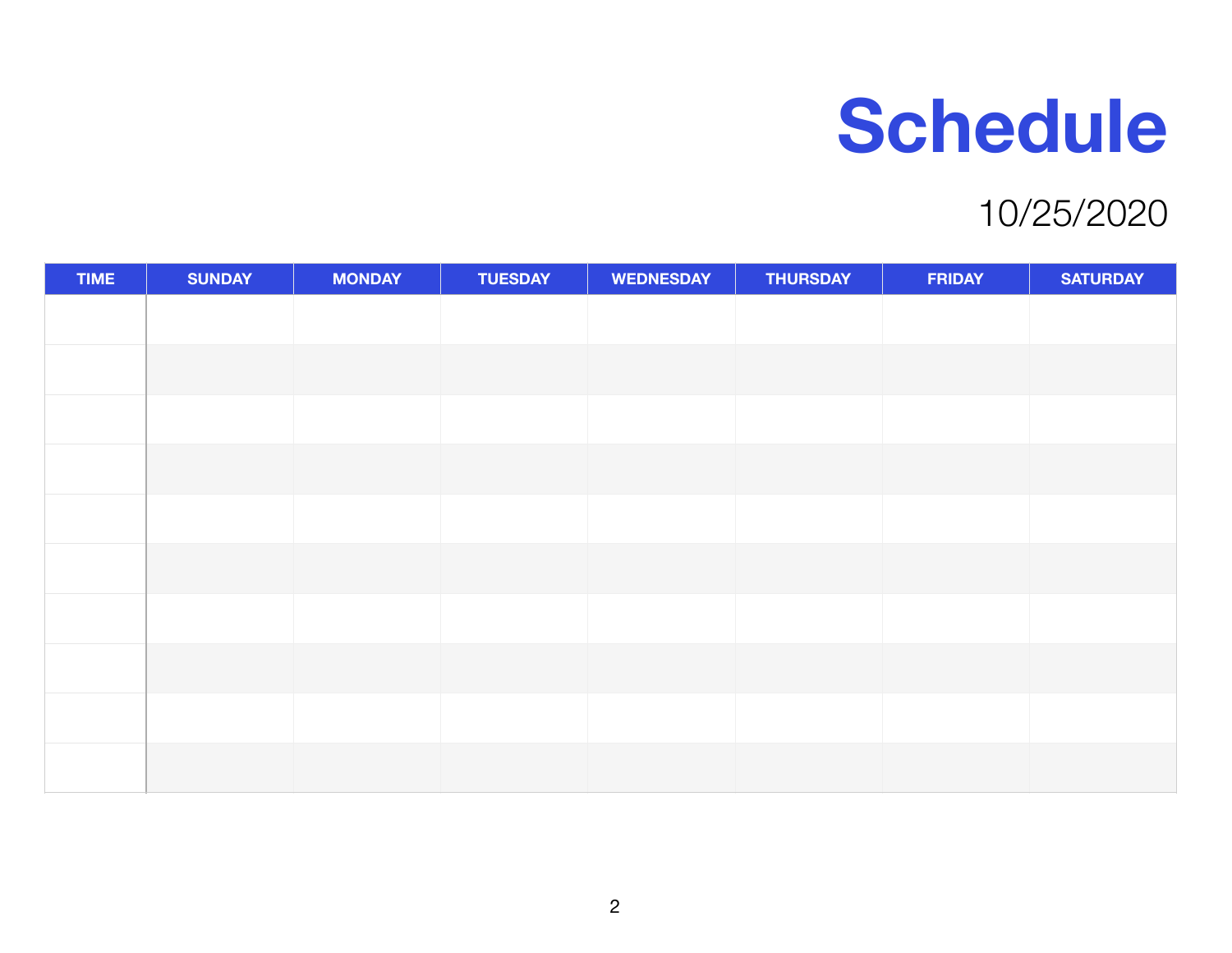# Schedule

10/25/2020

| TIME | SUNDAY | MONDAY | TUESDAY | WEDNESDAY | THURSDAY | FRIDAY | SATURDAY |
|---|---|---|---|---|---|---|---|
| | | | | | | | |
| | | | | | | | |
| | | | | | | | |
| | | | | | | | |
| | | | | | | | |
| | | | | | | | |
| | | | | | | | |
| | | | | | | | |
| | | | | | | | |
| | | | | | | | |